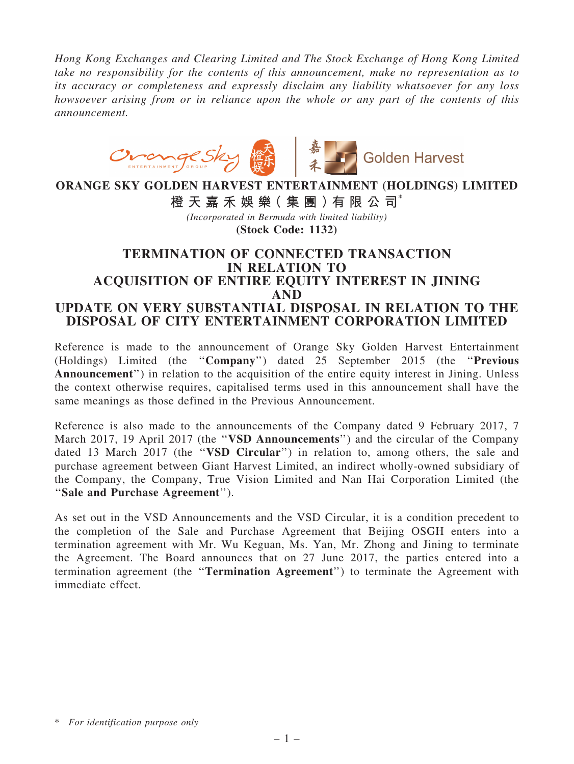*Hong Kong Exchanges and Clearing Limited and The Stock Exchange of Hong Kong Limited take no responsibility for the contents of this announcement, make no representation as to its accuracy or completeness and expressly disclaim any liability whatsoever for any loss howsoever arising from or in reliance upon the whole or any part of the contents of this announcement.*

**ORANGE SKY GOLDEN HARVEST ENTERTAINMENT (HOLDINGS) LIMITED**

**橙天嘉禾娛樂(集團)有限公司***

*(Incorporated in Bermuda with limited liability)*

**(Stock Code: 1132)**

# TERMINATION OF CONNECTED TRANSACTION IN RELATION TO ACQUISITION OF ENTIRE EQUITY INTEREST IN JINING AND UPDATE ON VERY SUBSTANTIAL DISPOSAL IN RELATION TO THE DISPOSAL OF CITY ENTERTAINMENT CORPORATION LIMITED

Reference is made to the announcement of Orange Sky Golden Harvest Entertainment (Holdings) Limited (the "**Company**") dated 25 September 2015 (the "**Previous Announcement**") in relation to the acquisition of the entire equity interest in Jining. Unless the context otherwise requires, capitalised terms used in this announcement shall have the same meanings as those defined in the Previous Announcement.

Reference is also made to the announcements of the Company dated 9 February 2017, 7 March 2017, 19 April 2017 (the "**VSD Announcements**") and the circular of the Company dated 13 March 2017 (the "**VSD Circular**") in relation to, among others, the sale and purchase agreement between Giant Harvest Limited, an indirect wholly-owned subsidiary of the Company, the Company, True Vision Limited and Nan Hai Corporation Limited (the "**Sale and Purchase Agreement**").

As set out in the VSD Announcements and the VSD Circular, it is a condition precedent to the completion of the Sale and Purchase Agreement that Beijing OSGH enters into a termination agreement with Mr. Wu Keguan, Ms. Yan, Mr. Zhong and Jining to terminate the Agreement. The Board announces that on 27 June 2017, the parties entered into a termination agreement (the "**Termination Agreement**") to terminate the Agreement with immediate effect.

* *For identification purpose only*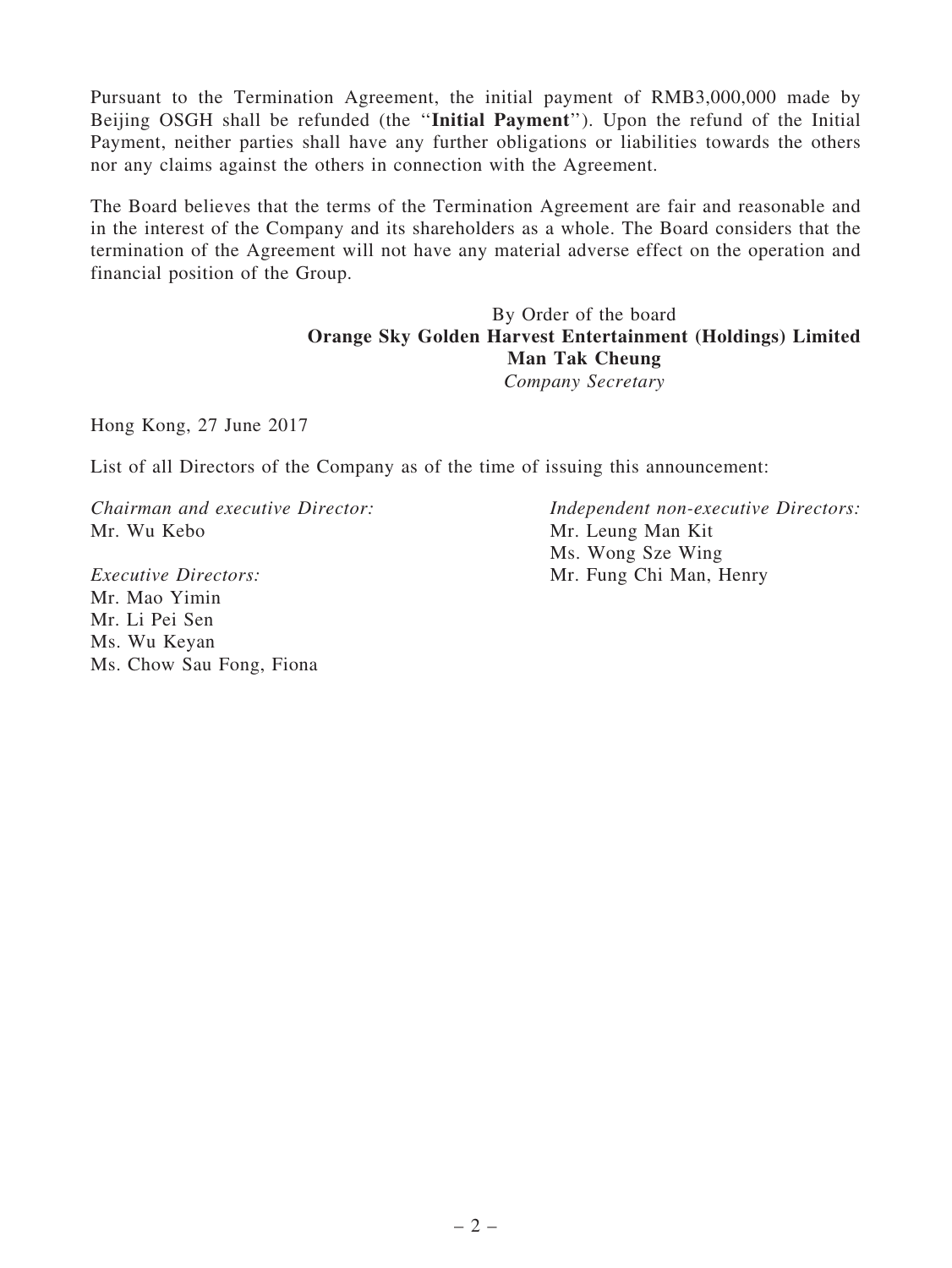Pursuant to the Termination Agreement, the initial payment of RMB3,000,000 made by Beijing OSGH shall be refunded (the "**Initial Payment**"). Upon the refund of the Initial Payment, neither parties shall have any further obligations or liabilities towards the others nor any claims against the others in connection with the Agreement.

The Board believes that the terms of the Termination Agreement are fair and reasonable and in the interest of the Company and its shareholders as a whole. The Board considers that the termination of the Agreement will not have any material adverse effect on the operation and financial position of the Group.

By Order of the board
**Orange Sky Golden Harvest Entertainment (Holdings) Limited**
**Man Tak Cheung**
*Company Secretary*

Hong Kong, 27 June 2017

List of all Directors of the Company as of the time of issuing this announcement:

*Chairman and executive Director:*
Mr. Wu Kebo

*Executive Directors:*
Mr. Mao Yimin
Mr. Li Pei Sen
Ms. Wu Keyan
Ms. Chow Sau Fong, Fiona

*Independent non-executive Directors:*
Mr. Leung Man Kit
Ms. Wong Sze Wing
Mr. Fung Chi Man, Henry